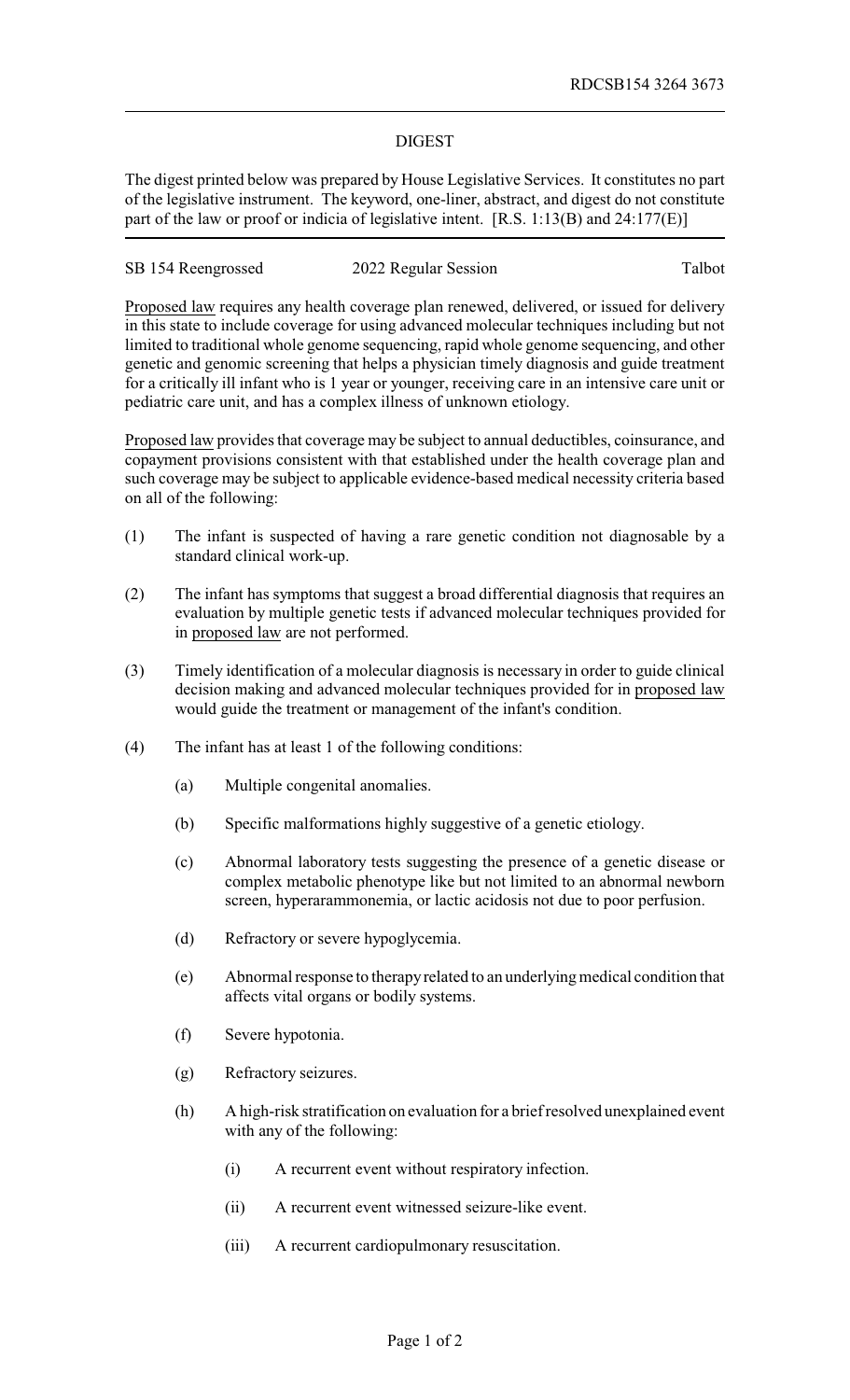RDCSB154 3264 3673

## DIGEST

The digest printed below was prepared by House Legislative Services. It constitutes no part of the legislative instrument. The keyword, one-liner, abstract, and digest do not constitute part of the law or proof or indicia of legislative intent. [R.S. 1:13(B) and 24:177(E)]

---

SB 154 Reengrossed | 2022 Regular Session | Talbot

---

Proposed law requires any health coverage plan renewed, delivered, or issued for delivery in this state to include coverage for using advanced molecular techniques including but not limited to traditional whole genome sequencing, rapid whole genome sequencing, and other genetic and genomic screening that helps a physician timely diagnosis and guide treatment for a critically ill infant who is 1 year or younger, receiving care in an intensive care unit or pediatric care unit, and has a complex illness of unknown etiology.

Proposed law provides that coverage may be subject to annual deductibles, coinsurance, and copayment provisions consistent with that established under the health coverage plan and such coverage may be subject to applicable evidence-based medical necessity criteria based on all of the following:

(1) The infant is suspected of having a rare genetic condition not diagnosable by a standard clinical work-up.

(2) The infant has symptoms that suggest a broad differential diagnosis that requires an evaluation by multiple genetic tests if advanced molecular techniques provided for in proposed law are not performed.

(3) Timely identification of a molecular diagnosis is necessary in order to guide clinical decision making and advanced molecular techniques provided for in proposed law would guide the treatment or management of the infant's condition.

(4) The infant has at least 1 of the following conditions:

   (a) Multiple congenital anomalies.

   (b) Specific malformations highly suggestive of a genetic etiology.

   (c) Abnormal laboratory tests suggesting the presence of a genetic disease or complex metabolic phenotype like but not limited to an abnormal newborn screen, hyperarammonemia, or lactic acidosis not due to poor perfusion.

   (d) Refractory or severe hypoglycemia.

   (e) Abnormal response to therapy related to an underlying medical condition that affects vital organs or bodily systems.

   (f) Severe hypotonia.

   (g) Refractory seizures.

   (h) A high-risk stratification on evaluation for a brief resolved unexplained event with any of the following:

      (i) A recurrent event without respiratory infection.

      (ii) A recurrent event witnessed seizure-like event.

      (iii) A recurrent cardiopulmonary resuscitation.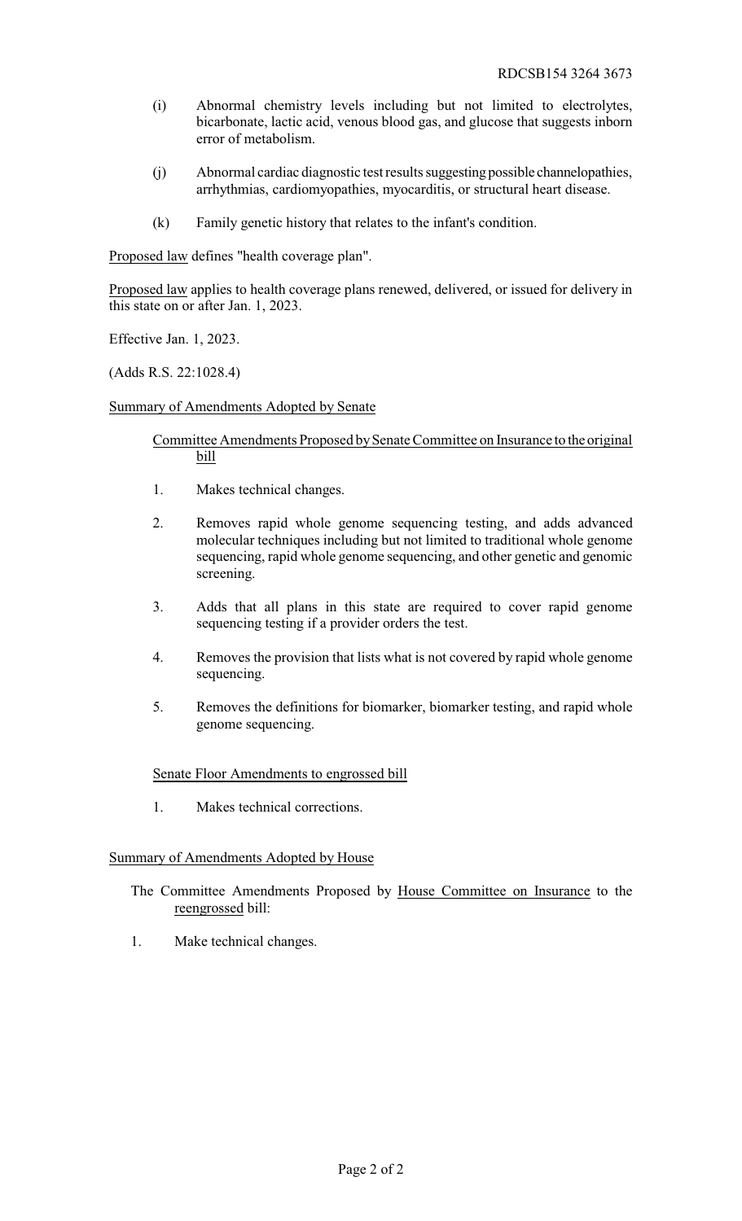(i) Abnormal chemistry levels including but not limited to electrolytes, bicarbonate, lactic acid, venous blood gas, and glucose that suggests inborn error of metabolism.

(j) Abnormal cardiac diagnostic test results suggesting possible channelopathies, arrhythmias, cardiomyopathies, myocarditis, or structural heart disease.

(k) Family genetic history that relates to the infant's condition.

Proposed law defines "health coverage plan".

Proposed law applies to health coverage plans renewed, delivered, or issued for delivery in this state on or after Jan. 1, 2023.

Effective Jan. 1, 2023.

(Adds R.S. 22:1028.4)

Summary of Amendments Adopted by Senate

Committee Amendments Proposed by Senate Committee on Insurance to the original bill

1. Makes technical changes.

2. Removes rapid whole genome sequencing testing, and adds advanced molecular techniques including but not limited to traditional whole genome sequencing, rapid whole genome sequencing, and other genetic and genomic screening.

3. Adds that all plans in this state are required to cover rapid genome sequencing testing if a provider orders the test.

4. Removes the provision that lists what is not covered by rapid whole genome sequencing.

5. Removes the definitions for biomarker, biomarker testing, and rapid whole genome sequencing.

Senate Floor Amendments to engrossed bill

1. Makes technical corrections.

Summary of Amendments Adopted by House

The Committee Amendments Proposed by House Committee on Insurance to the reengrossed bill:

1. Make technical changes.